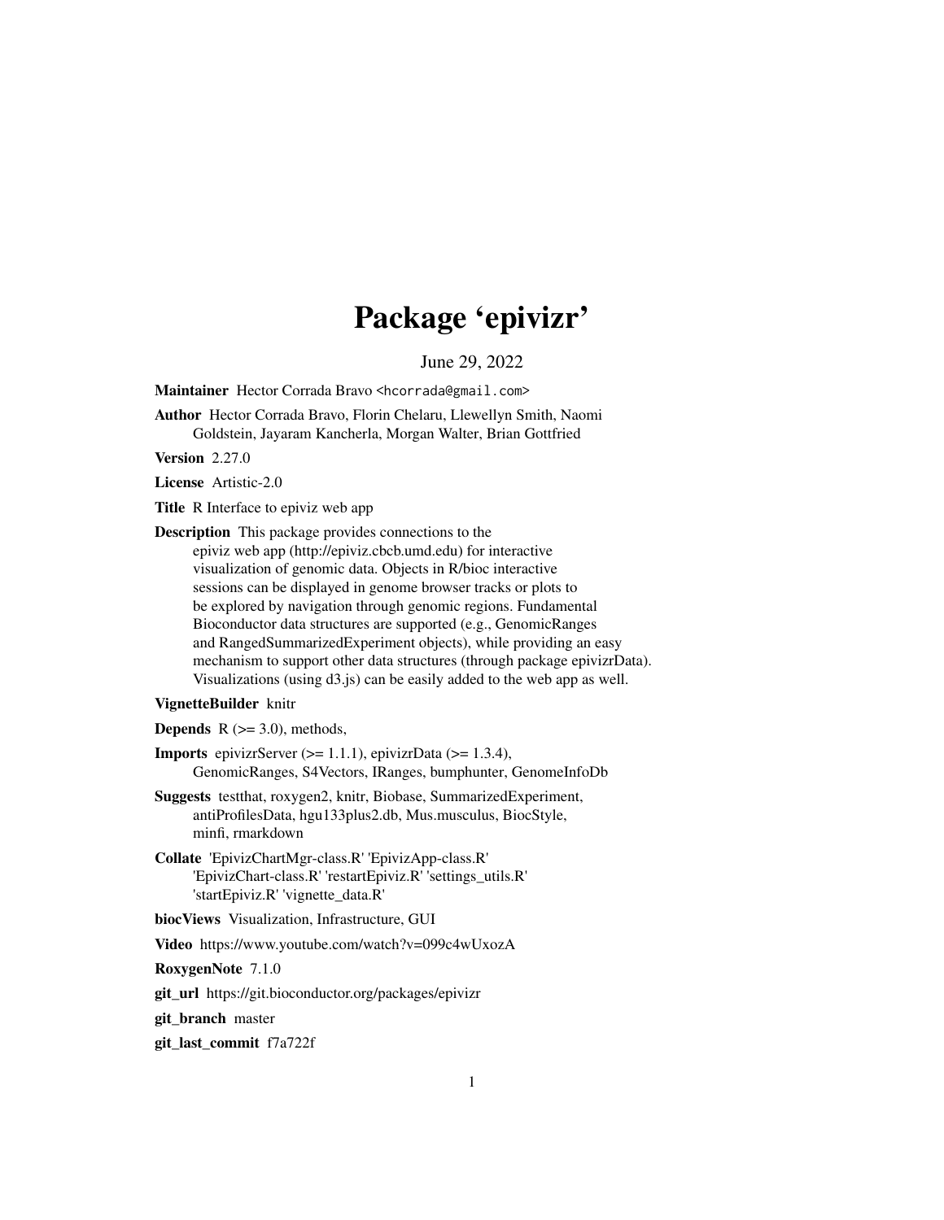# Package 'epivizr'

June 29, 2022

**Maintainer** Hector Corrada Bravo <hcorrada@gmail.com>

**Author** Hector Corrada Bravo, Florin Chelaru, Llewellyn Smith, Naomi Goldstein, Jayaram Kancherla, Morgan Walter, Brian Gottfried

**Version** 2.27.0

**License** Artistic-2.0

**Title** R Interface to epiviz web app

**Description** This package provides connections to the epiviz web app (http://epiviz.cbcb.umd.edu) for interactive visualization of genomic data. Objects in R/bioc interactive sessions can be displayed in genome browser tracks or plots to be explored by navigation through genomic regions. Fundamental Bioconductor data structures are supported (e.g., GenomicRanges and RangedSummarizedExperiment objects), while providing an easy mechanism to support other data structures (through package epivizrData). Visualizations (using d3.js) can be easily added to the web app as well.

**VignetteBuilder** knitr

**Depends** R (>= 3.0), methods,

**Imports** epivizrServer (>= 1.1.1), epivizrData (>= 1.3.4), GenomicRanges, S4Vectors, IRanges, bumphunter, GenomeInfoDb

**Suggests** testthat, roxygen2, knitr, Biobase, SummarizedExperiment, antiProfilesData, hgu133plus2.db, Mus.musculus, BiocStyle, minfi, rmarkdown

**Collate** 'EpivizChartMgr-class.R' 'EpivizApp-class.R' 'EpivizChart-class.R' 'restartEpiviz.R' 'settings_utils.R' 'startEpiviz.R' 'vignette_data.R'

**biocViews** Visualization, Infrastructure, GUI

**Video** https://www.youtube.com/watch?v=099c4wUxozA

**RoxygenNote** 7.1.0

**git_url** https://git.bioconductor.org/packages/epivizr

**git_branch** master

**git_last_commit** f7a722f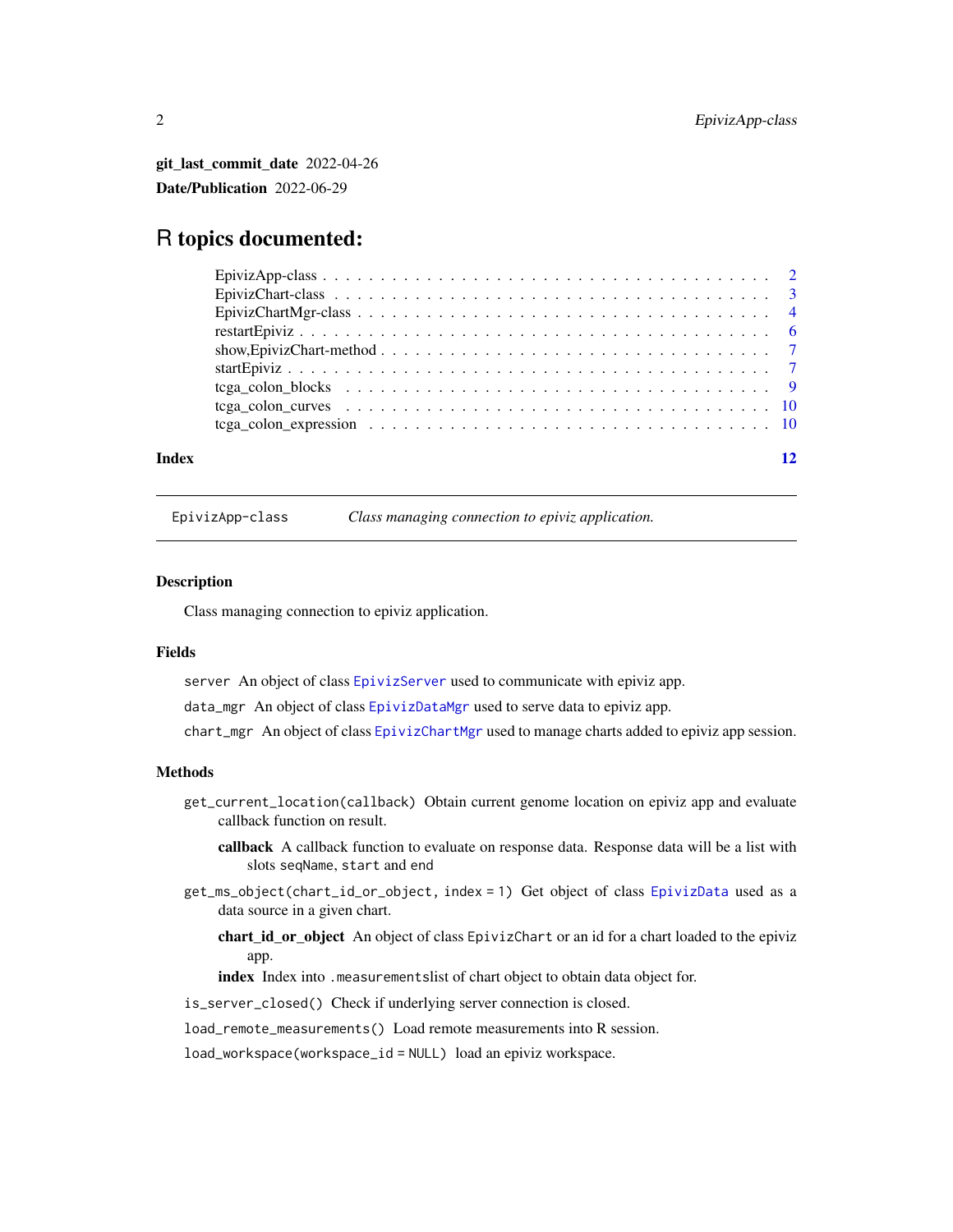**git_last_commit_date** 2022-04-26

**Date/Publication** 2022-06-29

# R topics documented:

- EpivizApp-class . . . . . . . . . . . . . . . . . . . . . . . . . . . . . . . . . . . . . 2
- EpivizChart-class . . . . . . . . . . . . . . . . . . . . . . . . . . . . . . . . . . . . . 3
- EpivizChartMgr-class . . . . . . . . . . . . . . . . . . . . . . . . . . . . . . . . . . 4
- restartEpiviz . . . . . . . . . . . . . . . . . . . . . . . . . . . . . . . . . . . . . . . 6
- show,EpivizChart-method . . . . . . . . . . . . . . . . . . . . . . . . . . . . . . . 7
- startEpiviz . . . . . . . . . . . . . . . . . . . . . . . . . . . . . . . . . . . . . . . . 7
- tcga_colon_blocks . . . . . . . . . . . . . . . . . . . . . . . . . . . . . . . . . . . 9
- tcga_colon_curves . . . . . . . . . . . . . . . . . . . . . . . . . . . . . . . . . . . 10
- tcga_colon_expression . . . . . . . . . . . . . . . . . . . . . . . . . . . . . . . . 10

**Index** 12

---

`EpivizApp-class` *Class managing connection to epiviz application.*

---

### Description

Class managing connection to epiviz application.

### Fields

`server` An object of class `EpivizServer` used to communicate with epiviz app.

`data_mgr` An object of class `EpivizDataMgr` used to serve data to epiviz app.

`chart_mgr` An object of class `EpivizChartMgr` used to manage charts added to epiviz app session.

### Methods

`get_current_location(callback)` Obtain current genome location on epiviz app and evaluate callback function on result.

**callback** A callback function to evaluate on response data. Response data will be a list with slots `seqName`, `start` and `end`

`get_ms_object(chart_id_or_object, index = 1)` Get object of class `EpivizData` used as a data source in a given chart.

**chart_id_or_object** An object of class `EpivizChart` or an id for a chart loaded to the epiviz app.

**index** Index into `.measurements`list of chart object to obtain data object for.

`is_server_closed()` Check if underlying server connection is closed.

`load_remote_measurements()` Load remote measurements into R session.

`load_workspace(workspace_id = NULL)` load an epiviz workspace.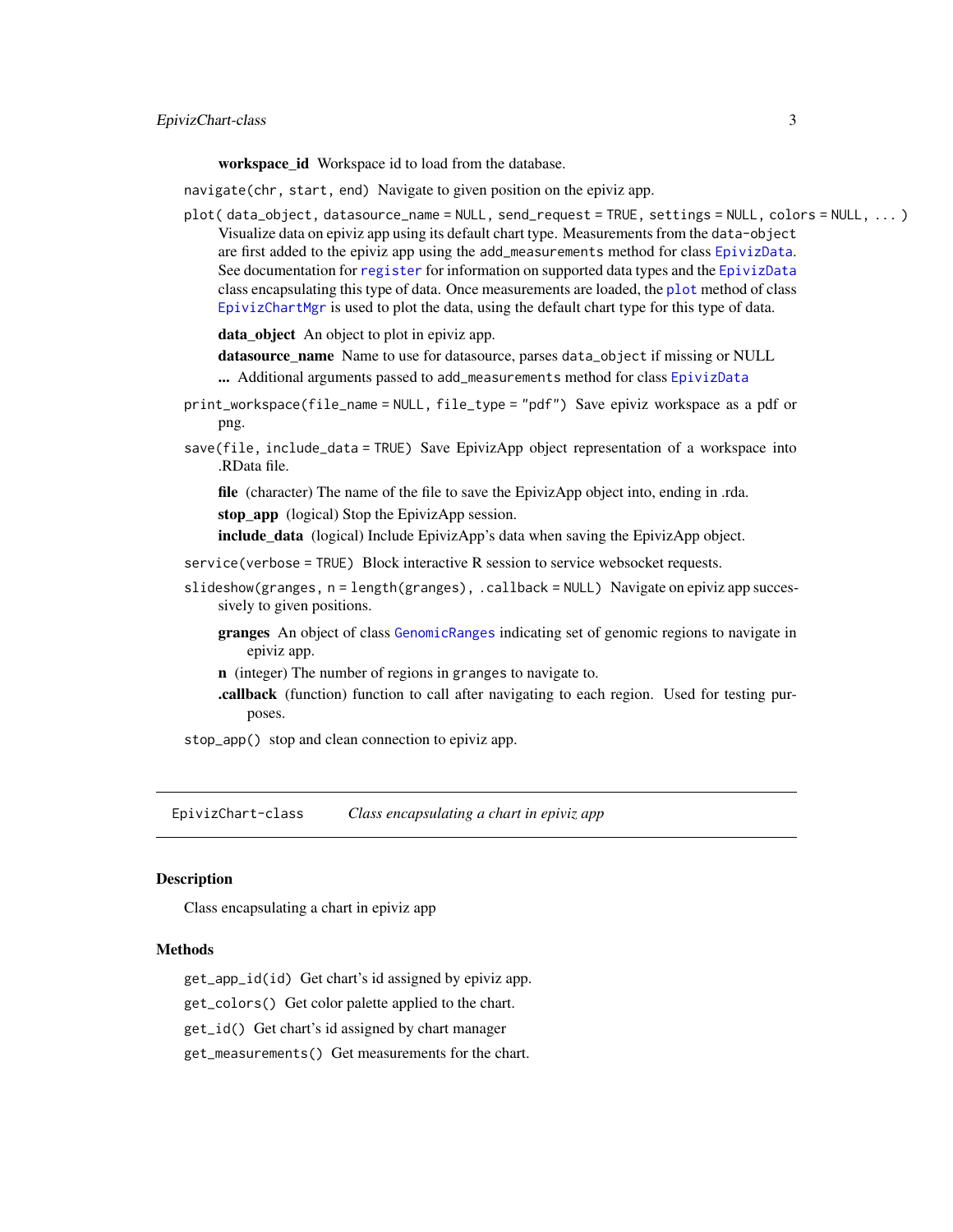**workspace_id** Workspace id to load from the database.

`navigate(chr, start, end)` Navigate to given position on the epiviz app.

`plot( data_object, datasource_name = NULL, send_request = TRUE, settings = NULL, colors = NULL, ... )` Visualize data on epiviz app using its default chart type. Measurements from the `data-object` are first added to the epiviz app using the `add_measurements` method for class `EpivizData`. See documentation for `register` for information on supported data types and the `EpivizData` class encapsulating this type of data. Once measurements are loaded, the `plot` method of class `EpivizChartMgr` is used to plot the data, using the default chart type for this type of data.

- **data_object** An object to plot in epiviz app.
- **datasource_name** Name to use for datasource, parses `data_object` if missing or NULL
- **...** Additional arguments passed to `add_measurements` method for class `EpivizData`

`print_workspace(file_name = NULL, file_type = "pdf")` Save epiviz workspace as a pdf or png.

`save(file, include_data = TRUE)` Save EpivizApp object representation of a workspace into .RData file.

- **file** (character) The name of the file to save the EpivizApp object into, ending in .rda.
- **stop_app** (logical) Stop the EpivizApp session.
- **include_data** (logical) Include EpivizApp's data when saving the EpivizApp object.

`service(verbose = TRUE)` Block interactive R session to service websocket requests.

`slideshow(granges, n = length(granges), .callback = NULL)` Navigate on epiviz app successively to given positions.

- **granges** An object of class `GenomicRanges` indicating set of genomic regions to navigate in epiviz app.
- **n** (integer) The number of regions in `granges` to navigate to.
- **.callback** (function) function to call after navigating to each region. Used for testing purposes.

`stop_app()` stop and clean connection to epiviz app.

---

## EpivizChart-class *Class encapsulating a chart in epiviz app*

### Description

Class encapsulating a chart in epiviz app

### Methods

`get_app_id(id)` Get chart's id assigned by epiviz app.

`get_colors()` Get color palette applied to the chart.

`get_id()` Get chart's id assigned by chart manager

`get_measurements()` Get measurements for the chart.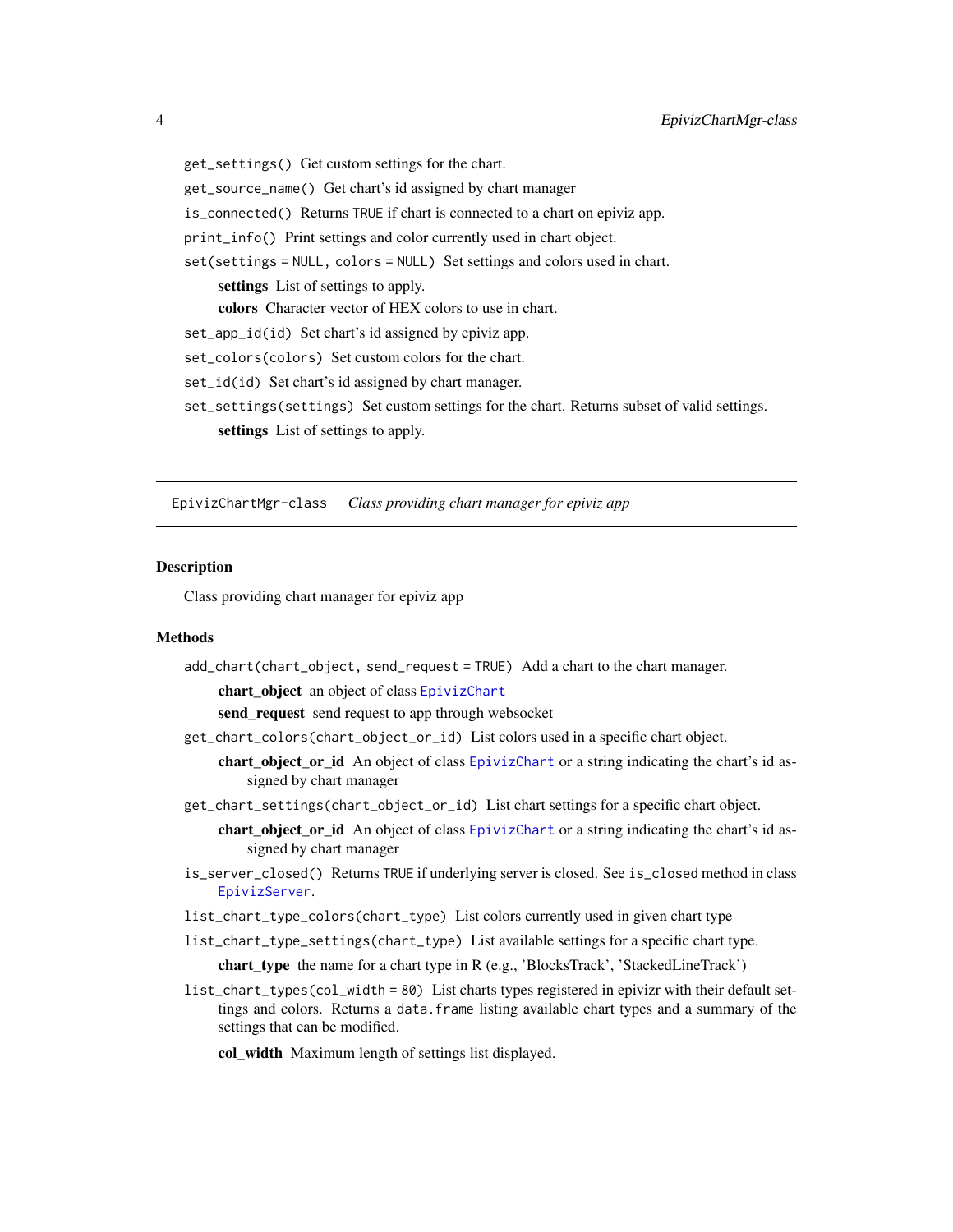`get_settings()` Get custom settings for the chart.

`get_source_name()` Get chart's id assigned by chart manager

`is_connected()` Returns `TRUE` if chart is connected to a chart on epiviz app.

`print_info()` Print settings and color currently used in chart object.

`set(settings = NULL, colors = NULL)` Set settings and colors used in chart.

- **settings** List of settings to apply.
- **colors** Character vector of HEX colors to use in chart.

`set_app_id(id)` Set chart's id assigned by epiviz app.

`set_colors(colors)` Set custom colors for the chart.

`set_id(id)` Set chart's id assigned by chart manager.

`set_settings(settings)` Set custom settings for the chart. Returns subset of valid settings.

- **settings** List of settings to apply.

---

## EpivizChartMgr-class *Class providing chart manager for epiviz app*

### Description

Class providing chart manager for epiviz app

### Methods

`add_chart(chart_object, send_request = TRUE)` Add a chart to the chart manager.

- **chart_object** an object of class `EpivizChart`
- **send_request** send request to app through websocket

`get_chart_colors(chart_object_or_id)` List colors used in a specific chart object.

- **chart_object_or_id** An object of class `EpivizChart` or a string indicating the chart's id assigned by chart manager

`get_chart_settings(chart_object_or_id)` List chart settings for a specific chart object.

- **chart_object_or_id** An object of class `EpivizChart` or a string indicating the chart's id assigned by chart manager

`is_server_closed()` Returns `TRUE` if underlying server is closed. See `is_closed` method in class `EpivizServer`.

`list_chart_type_colors(chart_type)` List colors currently used in given chart type

`list_chart_type_settings(chart_type)` List available settings for a specific chart type.

- **chart_type** the name for a chart type in R (e.g., 'BlocksTrack', 'StackedLineTrack')

`list_chart_types(col_width = 80)` List charts types registered in epivizr with their default settings and colors. Returns a `data.frame` listing available chart types and a summary of the settings that can be modified.

- **col_width** Maximum length of settings list displayed.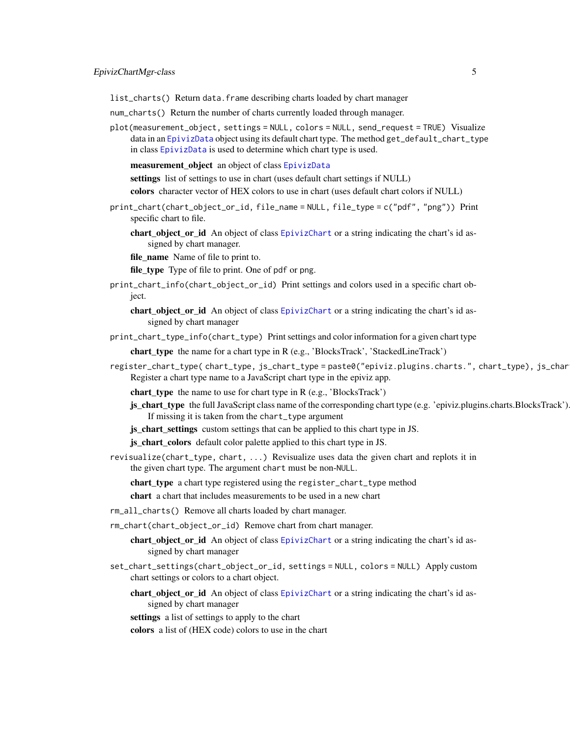`list_charts()` Return `data.frame` describing charts loaded by chart manager

`num_charts()` Return the number of charts currently loaded through manager.

`plot(measurement_object, settings = NULL, colors = NULL, send_request = TRUE)` Visualize data in an `EpivizData` object using its default chart type. The method `get_default_chart_type` in class `EpivizData` is used to determine which chart type is used.

- **measurement_object** an object of class `EpivizData`
- **settings** list of settings to use in chart (uses default chart settings if NULL)
- **colors** character vector of HEX colors to use in chart (uses default chart colors if NULL)

`print_chart(chart_object_or_id, file_name = NULL, file_type = c("pdf", "png"))` Print specific chart to file.

- **chart_object_or_id** An object of class `EpivizChart` or a string indicating the chart's id assigned by chart manager.
- **file_name** Name of file to print to.
- **file_type** Type of file to print. One of `pdf` or `png`.

`print_chart_info(chart_object_or_id)` Print settings and colors used in a specific chart object.

- **chart_object_or_id** An object of class `EpivizChart` or a string indicating the chart's id assigned by chart manager

`print_chart_type_info(chart_type)` Print settings and color information for a given chart type

- **chart_type** the name for a chart type in R (e.g., 'BlocksTrack', 'StackedLineTrack')

`register_chart_type( chart_type, js_chart_type = paste0("epiviz.plugins.charts.", chart_type), js_char` Register a chart type name to a JavaScript chart type in the epiviz app.

- **chart_type** the name to use for chart type in R (e.g., 'BlocksTrack')
- **js_chart_type** the full JavaScript class name of the corresponding chart type (e.g. 'epiviz.plugins.charts.BlocksTrack'). If missing it is taken from the `chart_type` argument
- **js_chart_settings** custom settings that can be applied to this chart type in JS.
- **js_chart_colors** default color palette applied to this chart type in JS.

`revisualize(chart_type, chart, ...)` Revisualize uses data the given chart and replots it in the given chart type. The argument `chart` must be non-`NULL`.

- **chart_type** a chart type registered using the `register_chart_type` method
- **chart** a chart that includes measurements to be used in a new chart

`rm_all_charts()` Remove all charts loaded by chart manager.

`rm_chart(chart_object_or_id)` Remove chart from chart manager.

- **chart_object_or_id** An object of class `EpivizChart` or a string indicating the chart's id assigned by chart manager

`set_chart_settings(chart_object_or_id, settings = NULL, colors = NULL)` Apply custom chart settings or colors to a chart object.

- **chart_object_or_id** An object of class `EpivizChart` or a string indicating the chart's id assigned by chart manager
- **settings** a list of settings to apply to the chart
- **colors** a list of (HEX code) colors to use in the chart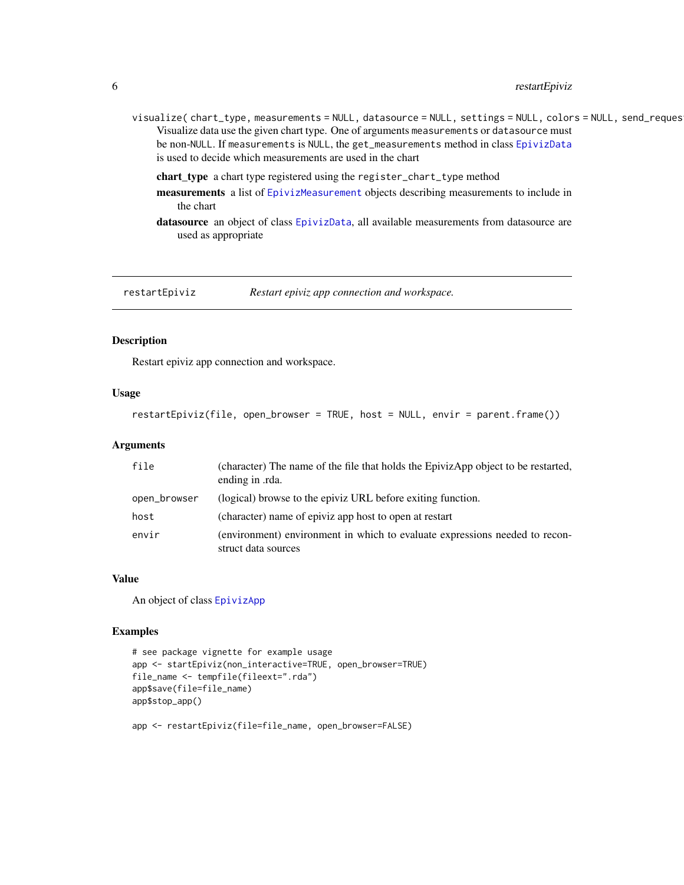`visualize( chart_type, measurements = NULL, datasource = NULL, settings = NULL, colors = NULL, send_reques`

Visualize data use the given chart type. One of arguments `measurements` or `datasource` must be non-`NULL`. If `measurements` is `NULL`, the `get_measurements` method in class `EpivizData` is used to decide which measurements are used in the chart

**chart_type** a chart type registered using the `register_chart_type` method

**measurements** a list of `EpivizMeasurement` objects describing measurements to include in the chart

**datasource** an object of class `EpivizData`, all available measurements from datasource are used as appropriate

---

`restartEpiviz` *Restart epiviz app connection and workspace.*

---

## Description

Restart epiviz app connection and workspace.

## Usage

```
restartEpiviz(file, open_browser = TRUE, host = NULL, envir = parent.frame())
```

## Arguments

| | |
|---|---|
| `file` | (character) The name of the file that holds the EpivizApp object to be restarted, ending in .rda. |
| `open_browser` | (logical) browse to the epiviz URL before exiting function. |
| `host` | (character) name of epiviz app host to open at restart |
| `envir` | (environment) environment in which to evaluate expressions needed to reconstruct data sources |

## Value

An object of class `EpivizApp`

## Examples

```
# see package vignette for example usage
app <- startEpiviz(non_interactive=TRUE, open_browser=TRUE)
file_name <- tempfile(fileext=".rda")
app$save(file=file_name)
app$stop_app()

app <- restartEpiviz(file=file_name, open_browser=FALSE)
```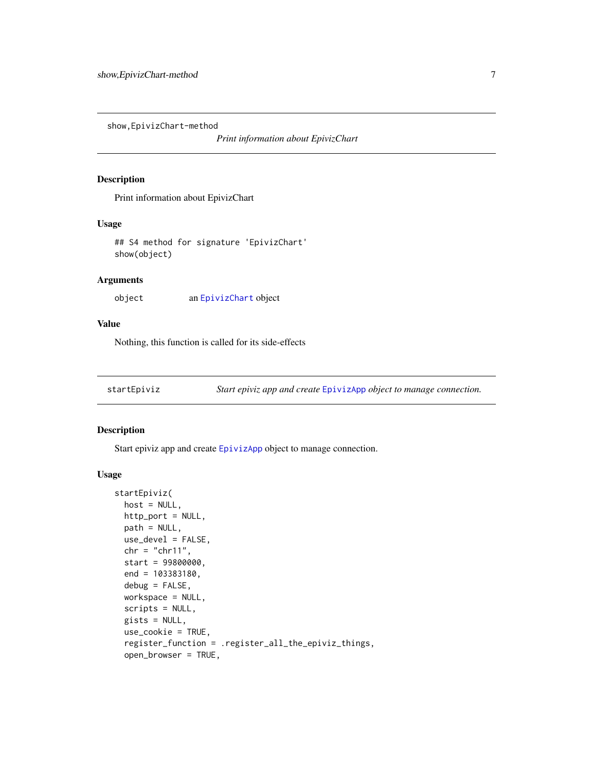## show,EpivizChart-method

*Print information about EpivizChart*

### Description

Print information about EpivizChart

### Usage

```
## S4 method for signature 'EpivizChart'
show(object)
```

### Arguments

| | |
|---|---|
| object | an EpivizChart object |

### Value

Nothing, this function is called for its side-effects

## startEpiviz

*Start epiviz app and create EpivizApp object to manage connection.*

### Description

Start epiviz app and create EpivizApp object to manage connection.

### Usage

```
startEpiviz(
  host = NULL,
  http_port = NULL,
  path = NULL,
  use_devel = FALSE,
  chr = "chr11",
  start = 99800000,
  end = 103383180,
  debug = FALSE,
  workspace = NULL,
  scripts = NULL,
  gists = NULL,
  use_cookie = TRUE,
  register_function = .register_all_the_epiviz_things,
  open_browser = TRUE,
```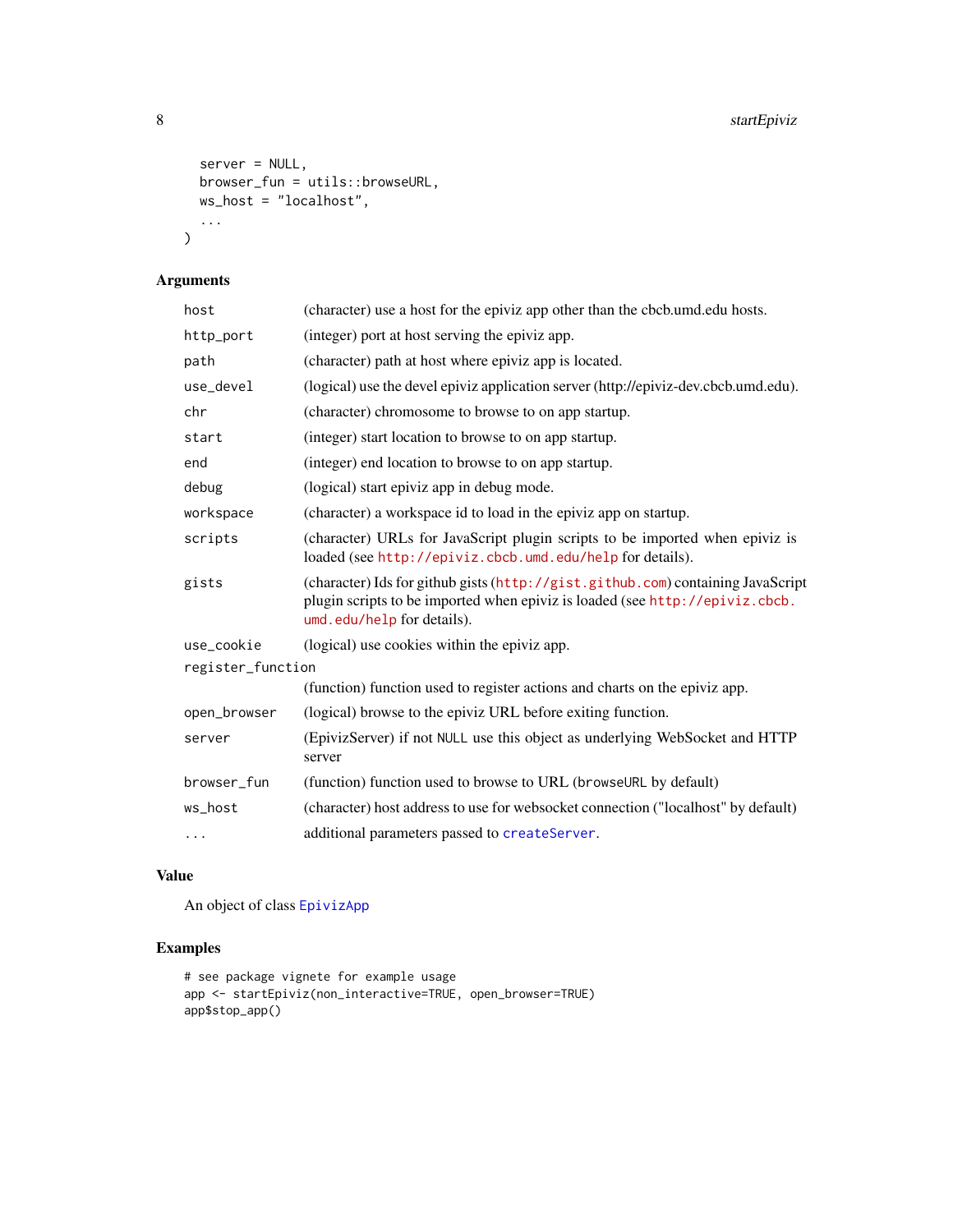```
  server = NULL,
  browser_fun = utils::browseURL,
  ws_host = "localhost",
  ...
)
```

## Arguments

| | |
|---|---|
| host | (character) use a host for the epiviz app other than the cbcb.umd.edu hosts. |
| http_port | (integer) port at host serving the epiviz app. |
| path | (character) path at host where epiviz app is located. |
| use_devel | (logical) use the devel epiviz application server (http://epiviz-dev.cbcb.umd.edu). |
| chr | (character) chromosome to browse to on app startup. |
| start | (integer) start location to browse to on app startup. |
| end | (integer) end location to browse to on app startup. |
| debug | (logical) start epiviz app in debug mode. |
| workspace | (character) a workspace id to load in the epiviz app on startup. |
| scripts | (character) URLs for JavaScript plugin scripts to be imported when epiviz is loaded (see http://epiviz.cbcb.umd.edu/help for details). |
| gists | (character) Ids for github gists (http://gist.github.com) containing JavaScript plugin scripts to be imported when epiviz is loaded (see http://epiviz.cbcb.umd.edu/help for details). |
| use_cookie | (logical) use cookies within the epiviz app. |
| register_function | (function) function used to register actions and charts on the epiviz app. |
| open_browser | (logical) browse to the epiviz URL before exiting function. |
| server | (EpivizServer) if not NULL use this object as underlying WebSocket and HTTP server |
| browser_fun | (function) function used to browse to URL (browseURL by default) |
| ws_host | (character) host address to use for websocket connection ("localhost" by default) |
| ... | additional parameters passed to createServer. |

## Value

An object of class EpivizApp

## Examples

```
# see package vignete for example usage
app <- startEpiviz(non_interactive=TRUE, open_browser=TRUE)
app$stop_app()
```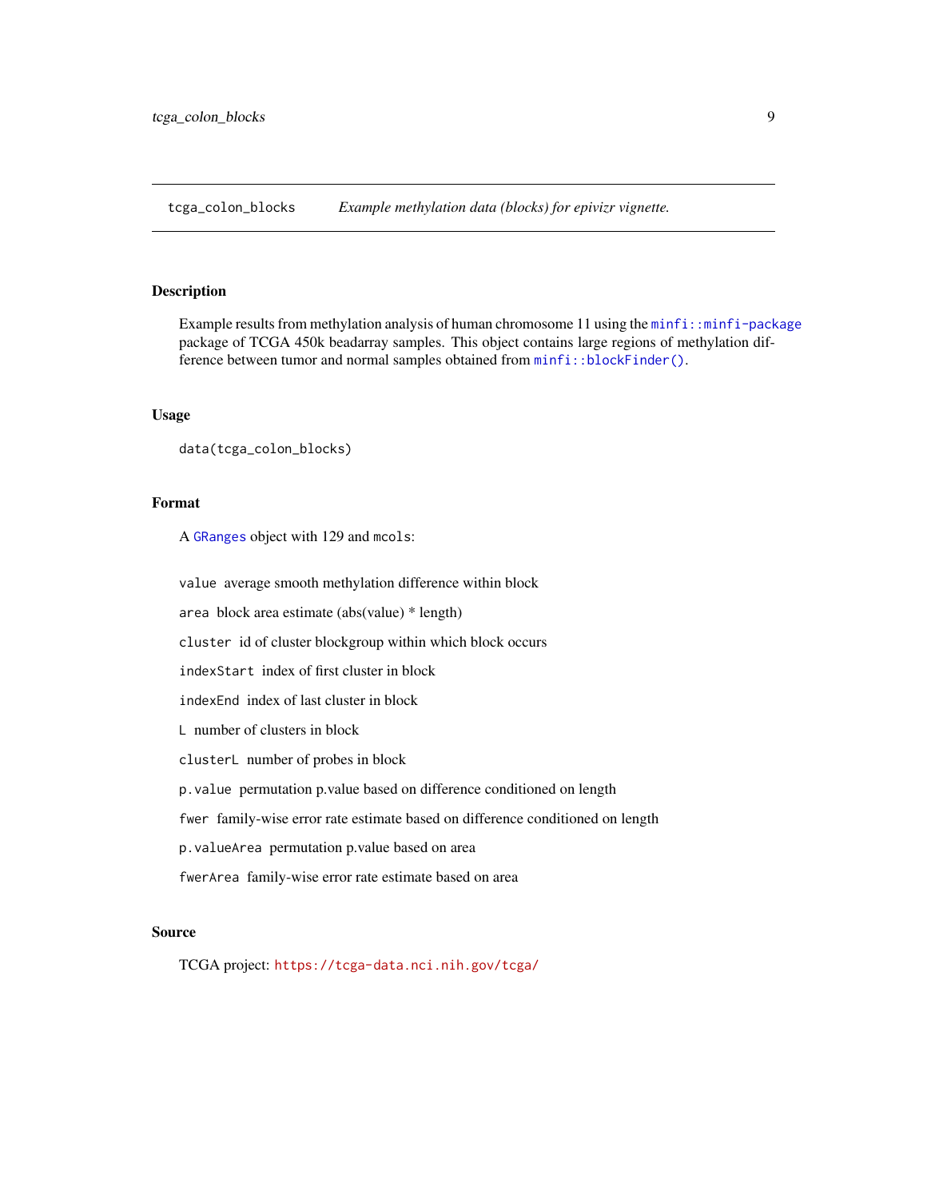## tcga_colon_blocks — *Example methylation data (blocks) for epivizr vignette.*

### Description

Example results from methylation analysis of human chromosome 11 using the `minfi::minfi-package` package of TCGA 450k beadarray samples. This object contains large regions of methylation difference between tumor and normal samples obtained from `minfi::blockFinder()`.

### Usage

```
data(tcga_colon_blocks)
```

### Format

A `GRanges` object with 129 and `mcols`:

- `value` average smooth methylation difference within block
- `area` block area estimate (abs(value) * length)
- `cluster` id of cluster blockgroup within which block occurs
- `indexStart` index of first cluster in block
- `indexEnd` index of last cluster in block
- `L` number of clusters in block
- `clusterL` number of probes in block
- `p.value` permutation p.value based on difference conditioned on length
- `fwer` family-wise error rate estimate based on difference conditioned on length
- `p.valueArea` permutation p.value based on area
- `fwerArea` family-wise error rate estimate based on area

### Source

TCGA project: https://tcga-data.nci.nih.gov/tcga/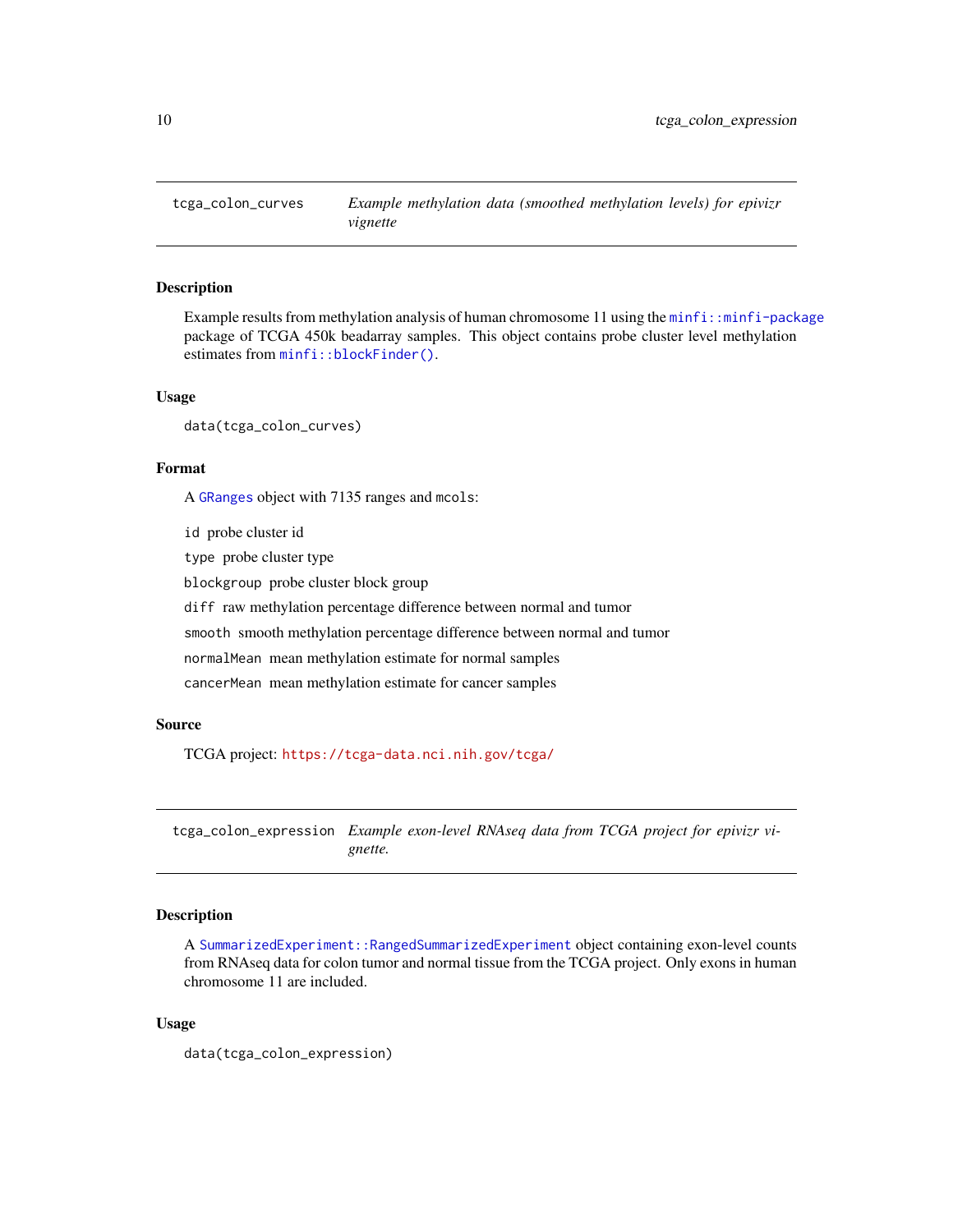## tcga_colon_curves

*Example methylation data (smoothed methylation levels) for epivizr vignette*

### Description

Example results from methylation analysis of human chromosome 11 using the `minfi::minfi-package` package of TCGA 450k beadarray samples. This object contains probe cluster level methylation estimates from `minfi::blockFinder()`.

### Usage

```
data(tcga_colon_curves)
```

### Format

A `GRanges` object with 7135 ranges and `mcols`:

- `id` probe cluster id
- `type` probe cluster type
- `blockgroup` probe cluster block group
- `diff` raw methylation percentage difference between normal and tumor
- `smooth` smooth methylation percentage difference between normal and tumor
- `normalMean` mean methylation estimate for normal samples
- `cancerMean` mean methylation estimate for cancer samples

### Source

TCGA project: https://tcga-data.nci.nih.gov/tcga/

## tcga_colon_expression

*Example exon-level RNAseq data from TCGA project for epivizr vignette.*

### Description

A `SummarizedExperiment::RangedSummarizedExperiment` object containing exon-level counts from RNAseq data for colon tumor and normal tissue from the TCGA project. Only exons in human chromosome 11 are included.

### Usage

```
data(tcga_colon_expression)
```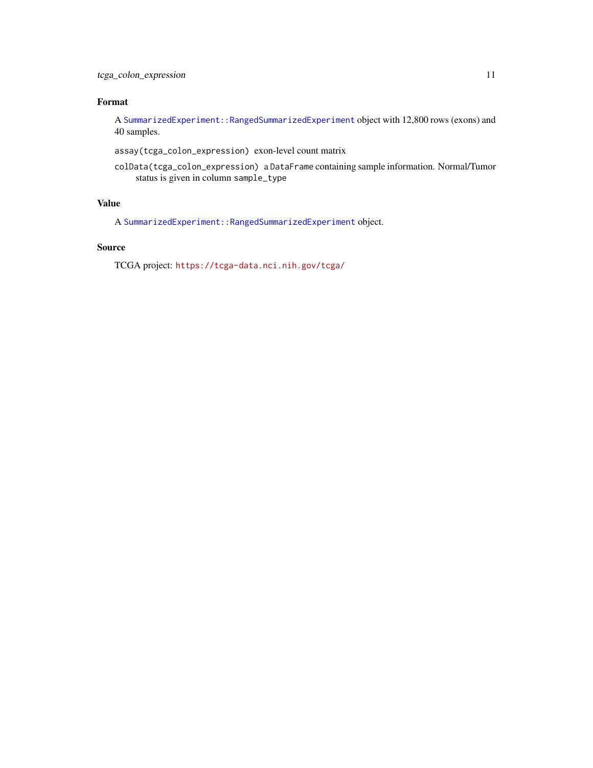### Format

A `SummarizedExperiment::RangedSummarizedExperiment` object with 12,800 rows (exons) and 40 samples.

`assay(tcga_colon_expression)` exon-level count matrix

`colData(tcga_colon_expression)` a `DataFrame` containing sample information. Normal/Tumor status is given in column `sample_type`

### Value

A `SummarizedExperiment::RangedSummarizedExperiment` object.

### Source

TCGA project: https://tcga-data.nci.nih.gov/tcga/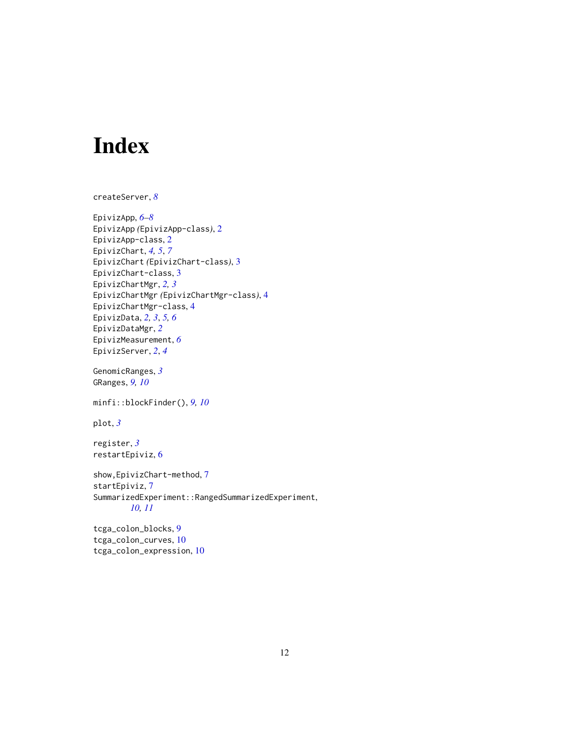# Index

createServer, *8*

EpivizApp, *6–8*
EpivizApp *(*EpivizApp-class*)*, 2
EpivizApp-class, 2
EpivizChart, *4, 5*, *7*
EpivizChart *(*EpivizChart-class*)*, 3
EpivizChart-class, 3
EpivizChartMgr, *2, 3*
EpivizChartMgr *(*EpivizChartMgr-class*)*, 4
EpivizChartMgr-class, 4
EpivizData, *2, 3*, *5, 6*
EpivizDataMgr, *2*
EpivizMeasurement, *6*
EpivizServer, *2*, *4*

GenomicRanges, *3*
GRanges, *9, 10*

minfi::blockFinder(), *9, 10*

plot, *3*

register, *3*
restartEpiviz, 6

show,EpivizChart-method, 7
startEpiviz, 7
SummarizedExperiment::RangedSummarizedExperiment, *10, 11*

tcga_colon_blocks, 9
tcga_colon_curves, 10
tcga_colon_expression, 10